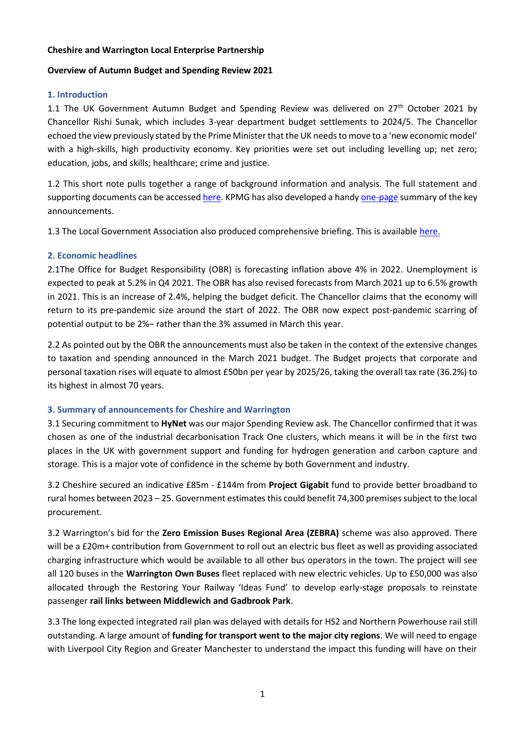**Cheshire and Warrington Local Enterprise Partnership**

**Overview of Autumn Budget and Spending Review 2021**

## 1. Introduction

1.1 The UK Government Autumn Budget and Spending Review was delivered on 27th October 2021 by Chancellor Rishi Sunak, which includes 3-year department budget settlements to 2024/5. The Chancellor echoed the view previously stated by the Prime Minister that the UK needs to move to a 'new economic model' with a high-skills, high productivity economy. Key priorities were set out including levelling up; net zero; education, jobs, and skills; healthcare; crime and justice.

1.2 This short note pulls together a range of background information and analysis. The full statement and supporting documents can be accessed here. KPMG has also developed a handy one-page summary of the key announcements.

1.3 The Local Government Association also produced comprehensive briefing. This is available here.

## 2. Economic headlines

2.1The Office for Budget Responsibility (OBR) is forecasting inflation above 4% in 2022. Unemployment is expected to peak at 5.2% in Q4 2021. The OBR has also revised forecasts from March 2021 up to 6.5% growth in 2021. This is an increase of 2.4%, helping the budget deficit. The Chancellor claims that the economy will return to its pre-pandemic size around the start of 2022. The OBR now expect post-pandemic scarring of potential output to be 2%– rather than the 3% assumed in March this year.

2.2 As pointed out by the OBR the announcements must also be taken in the context of the extensive changes to taxation and spending announced in the March 2021 budget. The Budget projects that corporate and personal taxation rises will equate to almost £50bn per year by 2025/26, taking the overall tax rate (36.2%) to its highest in almost 70 years.

## 3. Summary of announcements for Cheshire and Warrington

3.1 Securing commitment to **HyNet** was our major Spending Review ask. The Chancellor confirmed that it was chosen as one of the industrial decarbonisation Track One clusters, which means it will be in the first two places in the UK with government support and funding for hydrogen generation and carbon capture and storage. This is a major vote of confidence in the scheme by both Government and industry.

3.2 Cheshire secured an indicative £85m - £144m from **Project Gigabit** fund to provide better broadband to rural homes between 2023 – 25. Government estimates this could benefit 74,300 premises subject to the local procurement.

3.2 Warrington's bid for the **Zero Emission Buses Regional Area (ZEBRA)** scheme was also approved. There will be a £20m+ contribution from Government to roll out an electric bus fleet as well as providing associated charging infrastructure which would be available to all other bus operators in the town. The project will see all 120 buses in the **Warrington Own Buses** fleet replaced with new electric vehicles. Up to £50,000 was also allocated through the Restoring Your Railway 'Ideas Fund' to develop early-stage proposals to reinstate passenger **rail links between Middlewich and Gadbrook Park**.

3.3 The long expected integrated rail plan was delayed with details for HS2 and Northern Powerhouse rail still outstanding. A large amount of **funding for transport went to the major city regions**. We will need to engage with Liverpool City Region and Greater Manchester to understand the impact this funding will have on their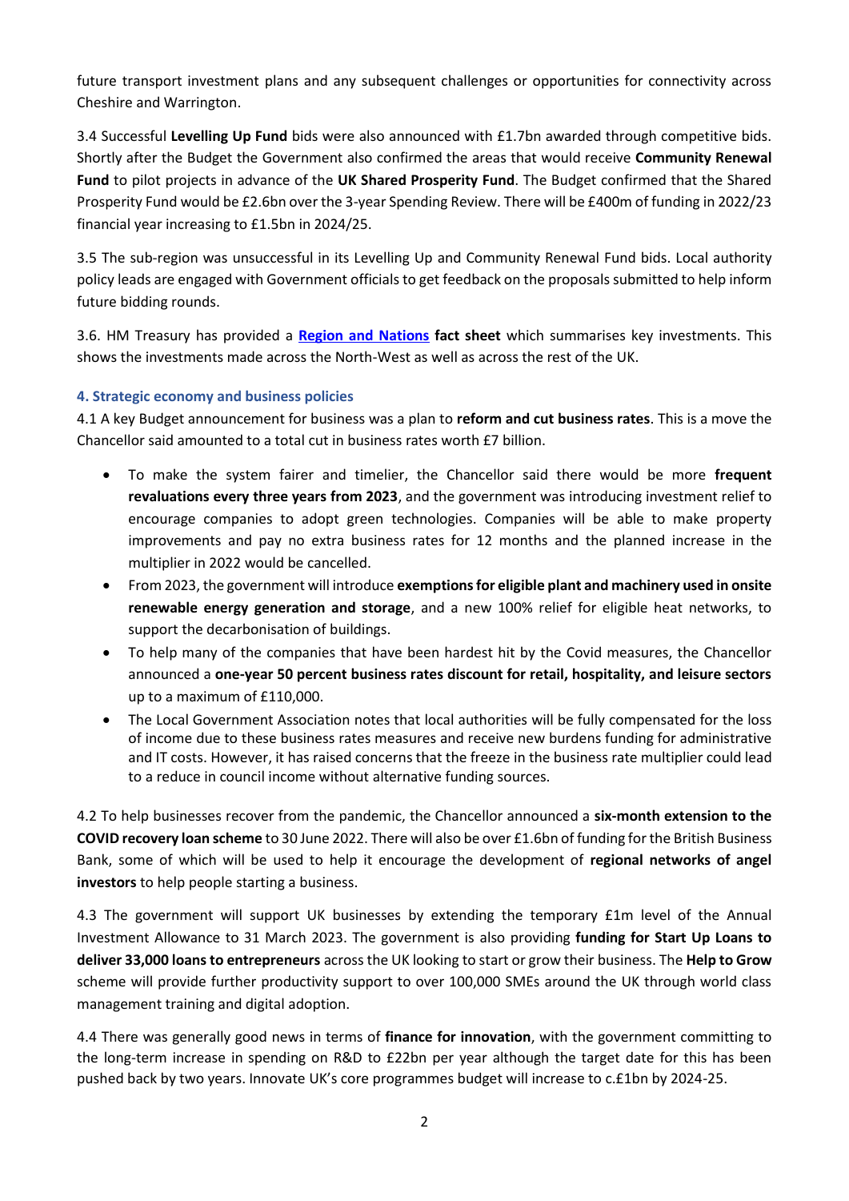future transport investment plans and any subsequent challenges or opportunities for connectivity across Cheshire and Warrington.

3.4 Successful **Levelling Up Fund** bids were also announced with £1.7bn awarded through competitive bids. Shortly after the Budget the Government also confirmed the areas that would receive **Community Renewal Fund** to pilot projects in advance of the **UK Shared Prosperity Fund**. The Budget confirmed that the Shared Prosperity Fund would be £2.6bn over the 3-year Spending Review. There will be £400m of funding in 2022/23 financial year increasing to £1.5bn in 2024/25.

3.5 The sub-region was unsuccessful in its Levelling Up and Community Renewal Fund bids. Local authority policy leads are engaged with Government officials to get feedback on the proposals submitted to help inform future bidding rounds.

3.6. HM Treasury has provided a **Region and Nations fact sheet** which summarises key investments. This shows the investments made across the North-West as well as across the rest of the UK.

### 4. Strategic economy and business policies

4.1 A key Budget announcement for business was a plan to **reform and cut business rates**. This is a move the Chancellor said amounted to a total cut in business rates worth £7 billion.

- To make the system fairer and timelier, the Chancellor said there would be more **frequent revaluations every three years from 2023**, and the government was introducing investment relief to encourage companies to adopt green technologies. Companies will be able to make property improvements and pay no extra business rates for 12 months and the planned increase in the multiplier in 2022 would be cancelled.
- From 2023, the government will introduce **exemptions for eligible plant and machinery used in onsite renewable energy generation and storage**, and a new 100% relief for eligible heat networks, to support the decarbonisation of buildings.
- To help many of the companies that have been hardest hit by the Covid measures, the Chancellor announced a **one-year 50 percent business rates discount for retail, hospitality, and leisure sectors** up to a maximum of £110,000.
- The Local Government Association notes that local authorities will be fully compensated for the loss of income due to these business rates measures and receive new burdens funding for administrative and IT costs. However, it has raised concerns that the freeze in the business rate multiplier could lead to a reduce in council income without alternative funding sources.

4.2 To help businesses recover from the pandemic, the Chancellor announced a **six-month extension to the COVID recovery loan scheme** to 30 June 2022. There will also be over £1.6bn of funding for the British Business Bank, some of which will be used to help it encourage the development of **regional networks of angel investors** to help people starting a business.

4.3 The government will support UK businesses by extending the temporary £1m level of the Annual Investment Allowance to 31 March 2023. The government is also providing **funding for Start Up Loans to deliver 33,000 loans to entrepreneurs** across the UK looking to start or grow their business. The **Help to Grow** scheme will provide further productivity support to over 100,000 SMEs around the UK through world class management training and digital adoption.

4.4 There was generally good news in terms of **finance for innovation**, with the government committing to the long-term increase in spending on R&D to £22bn per year although the target date for this has been pushed back by two years. Innovate UK's core programmes budget will increase to c.£1bn by 2024-25.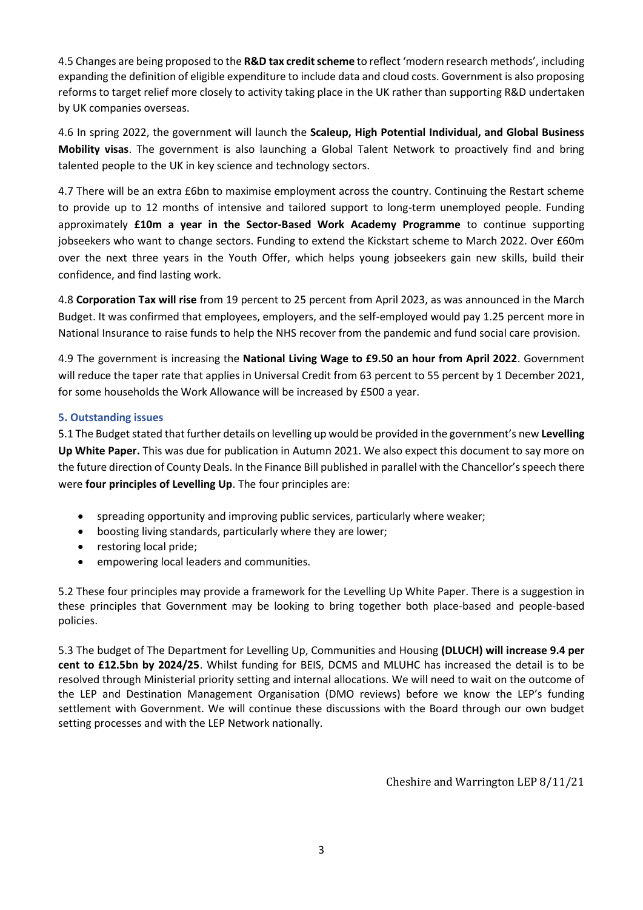4.5 Changes are being proposed to the **R&D tax credit scheme** to reflect 'modern research methods', including expanding the definition of eligible expenditure to include data and cloud costs. Government is also proposing reforms to target relief more closely to activity taking place in the UK rather than supporting R&D undertaken by UK companies overseas.

4.6 In spring 2022, the government will launch the **Scaleup, High Potential Individual, and Global Business Mobility visas**. The government is also launching a Global Talent Network to proactively find and bring talented people to the UK in key science and technology sectors.

4.7 There will be an extra £6bn to maximise employment across the country. Continuing the Restart scheme to provide up to 12 months of intensive and tailored support to long-term unemployed people. Funding approximately **£10m a year in the Sector-Based Work Academy Programme** to continue supporting jobseekers who want to change sectors. Funding to extend the Kickstart scheme to March 2022. Over £60m over the next three years in the Youth Offer, which helps young jobseekers gain new skills, build their confidence, and find lasting work.

4.8 **Corporation Tax will rise** from 19 percent to 25 percent from April 2023, as was announced in the March Budget. It was confirmed that employees, employers, and the self-employed would pay 1.25 percent more in National Insurance to raise funds to help the NHS recover from the pandemic and fund social care provision.

4.9 The government is increasing the **National Living Wage to £9.50 an hour from April 2022**. Government will reduce the taper rate that applies in Universal Credit from 63 percent to 55 percent by 1 December 2021, for some households the Work Allowance will be increased by £500 a year.

## 5. Outstanding issues

5.1 The Budget stated that further details on levelling up would be provided in the government's new **Levelling Up White Paper.** This was due for publication in Autumn 2021. We also expect this document to say more on the future direction of County Deals. In the Finance Bill published in parallel with the Chancellor's speech there were **four principles of Levelling Up**. The four principles are:

- spreading opportunity and improving public services, particularly where weaker;
- boosting living standards, particularly where they are lower;
- restoring local pride;
- empowering local leaders and communities.

5.2 These four principles may provide a framework for the Levelling Up White Paper. There is a suggestion in these principles that Government may be looking to bring together both place-based and people-based policies.

5.3 The budget of The Department for Levelling Up, Communities and Housing **(DLUCH) will increase 9.4 per cent to £12.5bn by 2024/25**. Whilst funding for BEIS, DCMS and MLUHC has increased the detail is to be resolved through Ministerial priority setting and internal allocations. We will need to wait on the outcome of the LEP and Destination Management Organisation (DMO reviews) before we know the LEP's funding settlement with Government. We will continue these discussions with the Board through our own budget setting processes and with the LEP Network nationally.

Cheshire and Warrington LEP 8/11/21